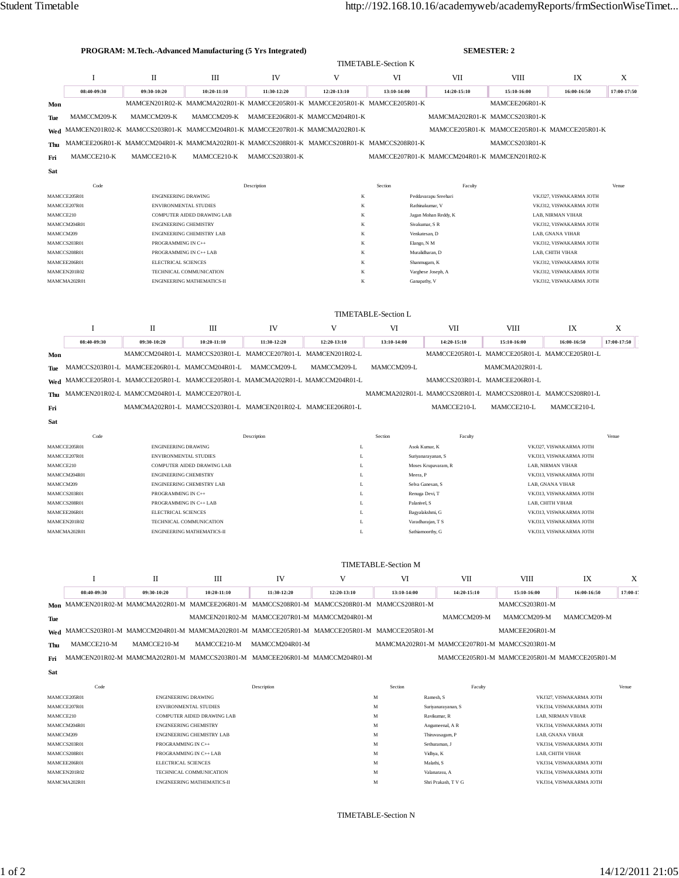**PROGRAM: M.Tech.-Advanced Manufacturing (5 Yrs Integrated)** **SEMESTER: 2**

## TIMETABLE-Section K

| | I | II | III | IV | V | VI | VII | VIII | IX | X |
|---|---|---|---|---|---|---|---|---|---|---|
| | 08:40-09:30 | 09:30-10:20 | 10:20-11:10 | 11:30-12:20 | 12:20-13:10 | 13:10-14:00 | 14:20-15:10 | 15:10-16:00 | 16:00-16:50 | 17:00-17:50 |
| **Mon** | | MAMCEN201R02-K | MAMCMA202R01-K | MAMCCE205R01-K | MAMCCE205R01-K | MAMCCE205R01-K | | MAMCEE206R01-K | | |
| **Tue** | MAMCCM209-K | MAMCCM209-K | MAMCCM209-K | MAMCEE206R01-K | MAMCCM204R01-K | | MAMCMA202R01-K | MAMCCS203R01-K | | |
| **Wed** | MAMCEN201R02-K | MAMCCS203R01-K | MAMCCM204R01-K | MAMCCE207R01-K | MAMCMA202R01-K | | MAMCCE205R01-K | MAMCCE205R01-K | MAMCCE205R01-K | |
| **Thu** | MAMCEE206R01-K | MAMCCM204R01-K | MAMCMA202R01-K | MAMCCS208R01-K | MAMCCS208R01-K | MAMCCS208R01-K | | MAMCCS203R01-K | | |
| **Fri** | MAMCCE210-K | MAMCCE210-K | MAMCCE210-K | MAMCCS203R01-K | | MAMCCE207R01-K | MAMCCM204R01-K | MAMCEN201R02-K | | |
| **Sat** | | | | | | | | | | |

| Code | Description | Section | Faculty | Venue |
|---|---|---|---|---|
| MAMCCE205R01 | ENGINEERING DRAWING | K | Peddavarapu Sreehari | VKJ327, VISWAKARMA JOTH |
| MAMCCE207R01 | ENVIRONMENTAL STUDIES | K | Rathinakumar, V | VKJ312, VISWAKARMA JOTH |
| MAMCCE210 | COMPUTER AIDED DRAWING LAB | K | Jagan Mohan Reddy, K | LAB, NIRMAN VIHAR |
| MAMCCM204R01 | ENGINEERING CHEMISTRY | K | Sivakumar, S R | VKJ312, VISWAKARMA JOTH |
| MAMCCM209 | ENGINEERING CHEMISTRY LAB | K | Venkatesan, D | LAB, GNANA VIHAR |
| MAMCCS203R01 | PROGRAMMING IN C++ | K | Elango, N M | VKJ312, VISWAKARMA JOTH |
| MAMCCS208R01 | PROGRAMMING IN C++ LAB | K | Muralidharan, D | LAB, CHITH VIHAR |
| MAMCEE206R01 | ELECTRICAL SCIENCES | K | Shanmugam, K | VKJ312, VISWAKARMA JOTH |
| MAMCEN201R02 | TECHNICAL COMMUNICATION | K | Varghese Joseph, A | VKJ312, VISWAKARMA JOTH |
| MAMCMA202R01 | ENGINEERING MATHEMATICS-II | K | Ganapathy, V | VKJ312, VISWAKARMA JOTH |

## TIMETABLE-Section L

| | I | II | III | IV | V | VI | VII | VIII | IX | X |
|---|---|---|---|---|---|---|---|---|---|---|
| | 08:40-09:30 | 09:30-10:20 | 10:20-11:10 | 11:30-12:20 | 12:20-13:10 | 13:10-14:00 | 14:20-15:10 | 15:10-16:00 | 16:00-16:50 | 17:00-17:50 |
| **Mon** | | MAMCCM204R01-L | MAMCCS203R01-L | MAMCCE207R01-L | MAMCEN201R02-L | | MAMCCE205R01-L | MAMCCE205R01-L | MAMCCE205R01-L | |
| **Tue** | MAMCCS203R01-L | MAMCEE206R01-L | MAMCCM204R01-L | MAMCCM209-L | MAMCCM209-L | MAMCCM209-L | | MAMCMA202R01-L | | |
| **Wed** | MAMCCE205R01-L | MAMCCE205R01-L | MAMCCE205R01-L | MAMCMA202R01-L | MAMCCM204R01-L | | MAMCCS203R01-L | MAMCEE206R01-L | | |
| **Thu** | MAMCEN201R02-L | MAMCCM204R01-L | MAMCCE207R01-L | | | MAMCMA202R01-L | MAMCCS208R01-L | MAMCCS208R01-L | MAMCCS208R01-L | |
| **Fri** | | MAMCMA202R01-L | MAMCCS203R01-L | MAMCEN201R02-L | MAMCEE206R01-L | | MAMCCE210-L | MAMCCE210-L | MAMCCE210-L | |
| **Sat** | | | | | | | | | | |

| Code | Description | Section | Faculty | Venue |
|---|---|---|---|---|
| MAMCCE205R01 | ENGINEERING DRAWING | L | Asok Kumar, K | VKJ327, VISWAKARMA JOTH |
| MAMCCE207R01 | ENVIRONMENTAL STUDIES | L | Suriyanarayanan, S | VKJ313, VISWAKARMA JOTH |
| MAMCCE210 | COMPUTER AIDED DRAWING LAB | L | Moses Krupavaram, R | LAB, NIRMAN VIHAR |
| MAMCCM204R01 | ENGINEERING CHEMISTRY | L | Meera, P | VKJ313, VISWAKARMA JOTH |
| MAMCCM209 | ENGINEERING CHEMISTRY LAB | L | Selva Ganesan, S | LAB, GNANA VIHAR |
| MAMCCS203R01 | PROGRAMMING IN C++ | L | Renuga Devi, T | VKJ313, VISWAKARMA JOTH |
| MAMCCS208R01 | PROGRAMMING IN C++ LAB | L | Palanivel, S | LAB, CHITH VIHAR |
| MAMCEE206R01 | ELECTRICAL SCIENCES | L | Bagyalakshmi, G | VKJ313, VISWAKARMA JOTH |
| MAMCEN201R02 | TECHNICAL COMMUNICATION | L | Varadharajan, T S | VKJ313, VISWAKARMA JOTH |
| MAMCMA202R01 | ENGINEERING MATHEMATICS-II | L | Sathiamoorthy, G | VKJ313, VISWAKARMA JOTH |

## TIMETABLE-Section M

| | I | II | III | IV | V | VI | VII | VIII | IX | X |
|---|---|---|---|---|---|---|---|---|---|---|
| | 08:40-09:30 | 09:30-10:20 | 10:20-11:10 | 11:30-12:20 | 12:20-13:10 | 13:10-14:00 | 14:20-15:10 | 15:10-16:00 | 16:00-16:50 | 17:00-1 |
| **Mon** | MAMCEN201R02-M | MAMCMA202R01-M | MAMCEE206R01-M | MAMCCS208R01-M | MAMCCS208R01-M | MAMCCS208R01-M | | MAMCCS203R01-M | | |
| **Tue** | | | MAMCEN201R02-M | MAMCCE207R01-M | MAMCCM204R01-M | | MAMCCM209-M | MAMCCM209-M | MAMCCM209-M | |
| **Wed** | MAMCCS203R01-M | MAMCCM204R01-M | MAMCMA202R01-M | MAMCCE205R01-M | MAMCCE205R01-M | MAMCCE205R01-M | | MAMCEE206R01-M | | |
| **Thu** | MAMCCE210-M | MAMCCE210-M | MAMCCE210-M | MAMCCM204R01-M | | MAMCMA202R01-M | MAMCCE207R01-M | MAMCCS203R01-M | | |
| **Fri** | MAMCEN201R02-M | MAMCMA202R01-M | MAMCCS203R01-M | MAMCEE206R01-M | MAMCCM204R01-M | | MAMCCE205R01-M | MAMCCE205R01-M | MAMCCE205R01-M | |
| **Sat** | | | | | | | | | | |

| Code | Description | Section | Faculty | Venue |
|---|---|---|---|---|
| MAMCCE205R01 | ENGINEERING DRAWING | M | Ramesh, S | VKJ327, VISWAKARMA JOTH |
| MAMCCE207R01 | ENVIRONMENTAL STUDIES | M | Suriyanarayanan, S | VKJ314, VISWAKARMA JOTH |
| MAMCCE210 | COMPUTER AIDED DRAWING LAB | M | Ravikumar, R | LAB, NIRMAN VIHAR |
| MAMCCM204R01 | ENGINEERING CHEMISTRY | M | Angumeenal, A R | VKJ314, VISWAKARMA JOTH |
| MAMCCM209 | ENGINEERING CHEMISTRY LAB | M | Thiruvasagam, P | LAB, GNANA VIHAR |
| MAMCCS203R01 | PROGRAMMING IN C++ | M | Sethuraman, J | VKJ314, VISWAKARMA JOTH |
| MAMCCS208R01 | PROGRAMMING IN C++ LAB | M | Vidhya, K | LAB, CHITH VIHAR |
| MAMCEE206R01 | ELECTRICAL SCIENCES | M | Malathi, S | VKJ314, VISWAKARMA JOTH |
| MAMCEN201R02 | TECHNICAL COMMUNICATION | M | Valanarasu, A | VKJ314, VISWAKARMA JOTH |
| MAMCMA202R01 | ENGINEERING MATHEMATICS-II | M | Shri Prakash, T V G | VKJ314, VISWAKARMA JOTH |

## TIMETABLE-Section N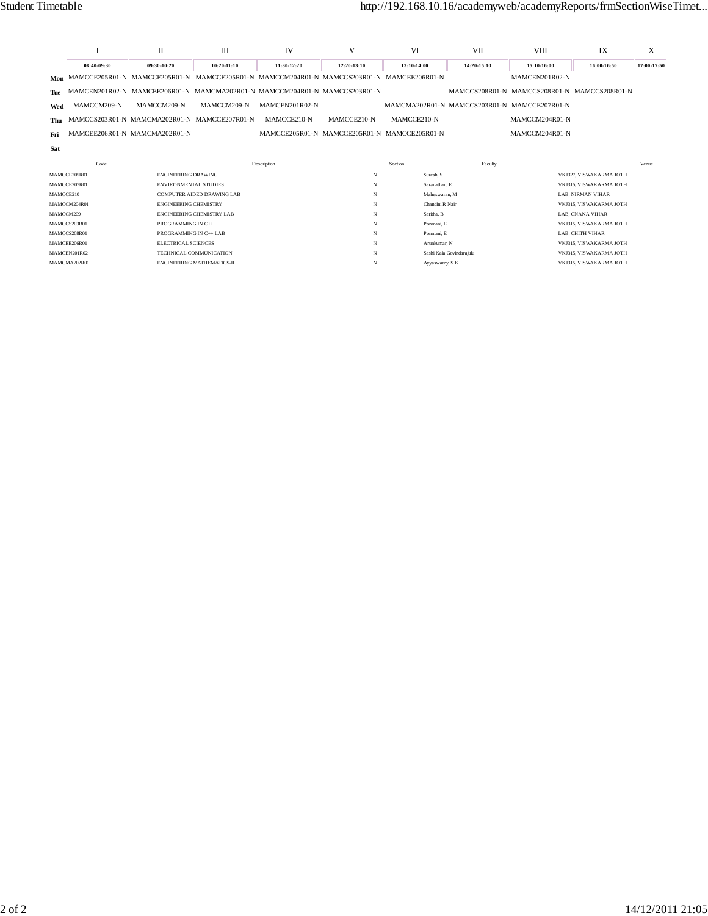| | I | II | III | IV | V | VI | VII | VIII | IX | X |
|---|---|---|---|---|---|---|---|---|---|---|
| | 08:40-09:30 | 09:30-10:20 | 10:20-11:10 | 11:30-12:20 | 12:20-13:10 | 13:10-14:00 | 14:20-15:10 | 15:10-16:00 | 16:00-16:50 | 17:00-17:50 |
| **Mon** | MAMCCE205R01-N | MAMCCE205R01-N | MAMCCE205R01-N | MAMCCM204R01-N | MAMCCS203R01-N | MAMCEE206R01-N | | MAMCEN201R02-N | | |
| **Tue** | MAMCEN201R02-N | MAMCEE206R01-N | MAMCMA202R01-N | MAMCCM204R01-N | MAMCCS203R01-N | | MAMCCS208R01-N | MAMCCS208R01-N | MAMCCS208R01-N | |
| **Wed** | MAMCCM209-N | MAMCCM209-N | MAMCCM209-N | MAMCEN201R02-N | | MAMCMA202R01-N | MAMCCS203R01-N | MAMCCE207R01-N | | |
| **Thu** | MAMCCS203R01-N | MAMCMA202R01-N | MAMCCE207R01-N | MAMCCE210-N | MAMCCE210-N | MAMCCE210-N | | MAMCCM204R01-N | | |
| **Fri** | MAMCEE206R01-N | MAMCMA202R01-N | | MAMCCE205R01-N | MAMCCE205R01-N | MAMCCE205R01-N | | MAMCCM204R01-N | | |
| **Sat** | | | | | | | | | | |

| Code | Description | Section | Faculty | Venue |
|---|---|---|---|---|
| MAMCCE205R01 | ENGINEERING DRAWING | N | Suresh, S | VKJ327, VISWAKARMA JOTH |
| MAMCCE207R01 | ENVIRONMENTAL STUDIES | N | Saranathan, E | VKJ315, VISWAKARMA JOTH |
| MAMCCE210 | COMPUTER AIDED DRAWING LAB | N | Maheswaran, M | LAB, NIRMAN VIHAR |
| MAMCCM204R01 | ENGINEERING CHEMISTRY | N | Chandini R Nair | VKJ315, VISWAKARMA JOTH |
| MAMCCM209 | ENGINEERING CHEMISTRY LAB | N | Saritha, B | LAB, GNANA VIHAR |
| MAMCCS203R01 | PROGRAMMING IN C++ | N | Ponmani, E | VKJ315, VISWAKARMA JOTH |
| MAMCCS208R01 | PROGRAMMING IN C++ LAB | N | Ponmani, E | LAB, CHITH VIHAR |
| MAMCEE206R01 | ELECTRICAL SCIENCES | N | Arunkumar, N | VKJ315, VISWAKARMA JOTH |
| MAMCEN201R02 | TECHNICAL COMMUNICATION | N | Sashi Kala Govindarajulu | VKJ315, VISWAKARMA JOTH |
| MAMCMA202R01 | ENGINEERING MATHEMATICS-II | N | Ayyaswamy, S K | VKJ315, VISWAKARMA JOTH |